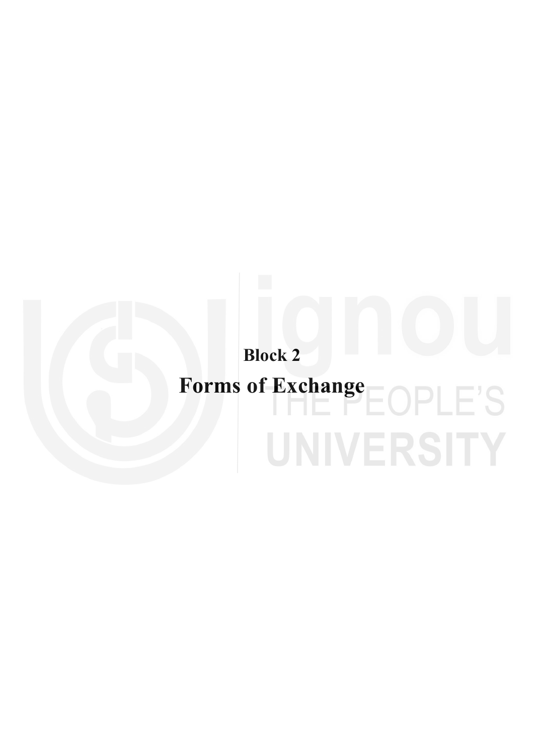# Block 2

# Forms of Exchange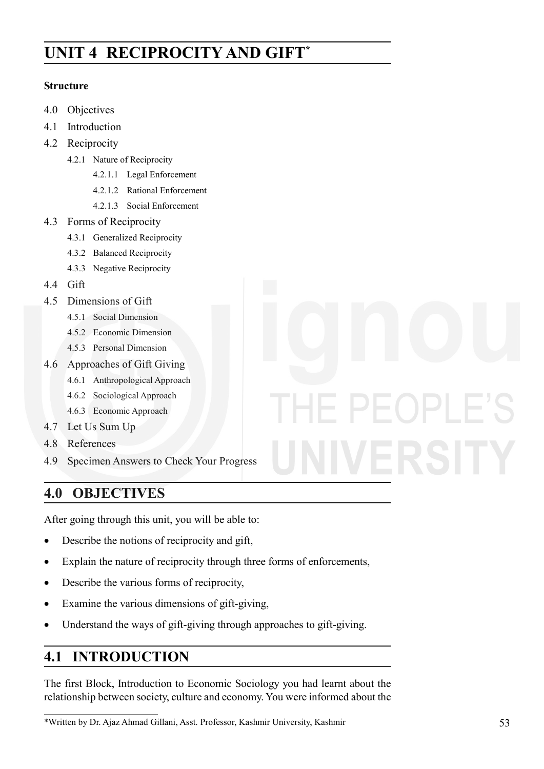# UNIT 4 RECIPROCITY AND GIFT*

**Structure**

4.0 Objectives

4.1 Introduction

4.2 Reciprocity

- 4.2.1 Nature of Reciprocity
  - 4.2.1.1 Legal Enforcement
  - 4.2.1.2 Rational Enforcement
  - 4.2.1.3 Social Enforcement

4.3 Forms of Reciprocity

- 4.3.1 Generalized Reciprocity
- 4.3.2 Balanced Reciprocity
- 4.3.3 Negative Reciprocity

4.4 Gift

4.5 Dimensions of Gift

- 4.5.1 Social Dimension
- 4.5.2 Economic Dimension
- 4.5.3 Personal Dimension

4.6 Approaches of Gift Giving

- 4.6.1 Anthropological Approach
- 4.6.2 Sociological Approach
- 4.6.3 Economic Approach

4.7 Let Us Sum Up

4.8 References

4.9 Specimen Answers to Check Your Progress

## 4.0 OBJECTIVES

After going through this unit, you will be able to:

- Describe the notions of reciprocity and gift,
- Explain the nature of reciprocity through three forms of enforcements,
- Describe the various forms of reciprocity,
- Examine the various dimensions of gift-giving,
- Understand the ways of gift-giving through approaches to gift-giving.

## 4.1 INTRODUCTION

The first Block, Introduction to Economic Sociology you had learnt about the relationship between society, culture and economy. You were informed about the

*Written by Dr. Ajaz Ahmad Gillani, Asst. Professor, Kashmir University, Kashmir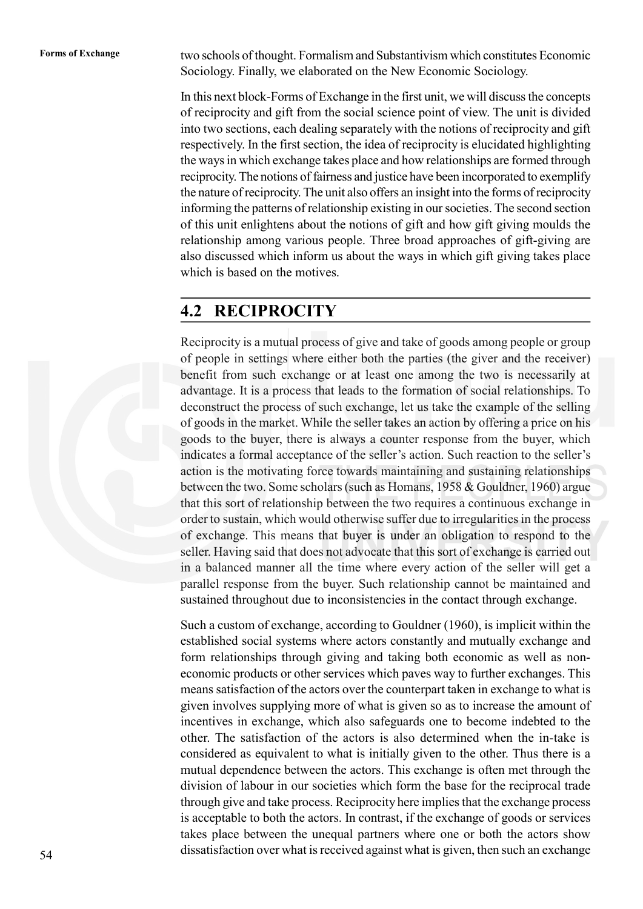two schools of thought. Formalism and Substantivism which constitutes Economic Sociology. Finally, we elaborated on the New Economic Sociology.

In this next block-Forms of Exchange in the first unit, we will discuss the concepts of reciprocity and gift from the social science point of view. The unit is divided into two sections, each dealing separately with the notions of reciprocity and gift respectively. In the first section, the idea of reciprocity is elucidated highlighting the ways in which exchange takes place and how relationships are formed through reciprocity. The notions of fairness and justice have been incorporated to exemplify the nature of reciprocity. The unit also offers an insight into the forms of reciprocity informing the patterns of relationship existing in our societies. The second section of this unit enlightens about the notions of gift and how gift giving moulds the relationship among various people. Three broad approaches of gift-giving are also discussed which inform us about the ways in which gift giving takes place which is based on the motives.

## 4.2 RECIPROCITY

Reciprocity is a mutual process of give and take of goods among people or group of people in settings where either both the parties (the giver and the receiver) benefit from such exchange or at least one among the two is necessarily at advantage. It is a process that leads to the formation of social relationships. To deconstruct the process of such exchange, let us take the example of the selling of goods in the market. While the seller takes an action by offering a price on his goods to the buyer, there is always a counter response from the buyer, which indicates a formal acceptance of the seller's action. Such reaction to the seller's action is the motivating force towards maintaining and sustaining relationships between the two. Some scholars (such as Homans, 1958 & Gouldner, 1960) argue that this sort of relationship between the two requires a continuous exchange in order to sustain, which would otherwise suffer due to irregularities in the process of exchange. This means that buyer is under an obligation to respond to the seller. Having said that does not advocate that this sort of exchange is carried out in a balanced manner all the time where every action of the seller will get a parallel response from the buyer. Such relationship cannot be maintained and sustained throughout due to inconsistencies in the contact through exchange.

Such a custom of exchange, according to Gouldner (1960), is implicit within the established social systems where actors constantly and mutually exchange and form relationships through giving and taking both economic as well as non-economic products or other services which paves way to further exchanges. This means satisfaction of the actors over the counterpart taken in exchange to what is given involves supplying more of what is given so as to increase the amount of incentives in exchange, which also safeguards one to become indebted to the other. The satisfaction of the actors is also determined when the in-take is considered as equivalent to what is initially given to the other. Thus there is a mutual dependence between the actors. This exchange is often met through the division of labour in our societies which form the base for the reciprocal trade through give and take process. Reciprocity here implies that the exchange process is acceptable to both the actors. In contrast, if the exchange of goods or services takes place between the unequal partners where one or both the actors show dissatisfaction over what is received against what is given, then such an exchange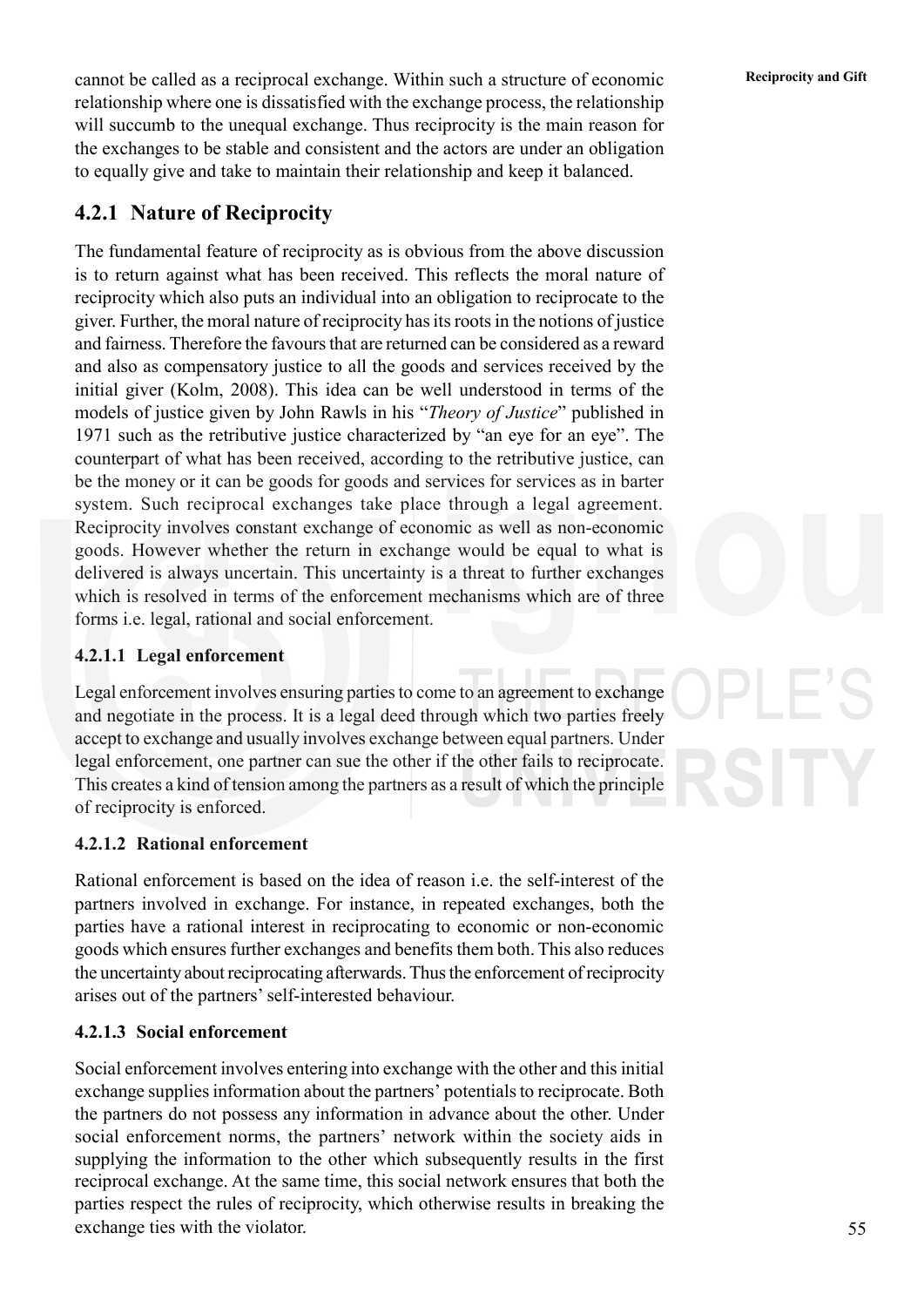cannot be called as a reciprocal exchange. Within such a structure of economic relationship where one is dissatisfied with the exchange process, the relationship will succumb to the unequal exchange. Thus reciprocity is the main reason for the exchanges to be stable and consistent and the actors are under an obligation to equally give and take to maintain their relationship and keep it balanced.

## 4.2.1 Nature of Reciprocity

The fundamental feature of reciprocity as is obvious from the above discussion is to return against what has been received. This reflects the moral nature of reciprocity which also puts an individual into an obligation to reciprocate to the giver. Further, the moral nature of reciprocity has its roots in the notions of justice and fairness. Therefore the favours that are returned can be considered as a reward and also as compensatory justice to all the goods and services received by the initial giver (Kolm, 2008). This idea can be well understood in terms of the models of justice given by John Rawls in his "*Theory of Justice*" published in 1971 such as the retributive justice characterized by "an eye for an eye". The counterpart of what has been received, according to the retributive justice, can be the money or it can be goods for goods and services for services as in barter system. Such reciprocal exchanges take place through a legal agreement. Reciprocity involves constant exchange of economic as well as non-economic goods. However whether the return in exchange would be equal to what is delivered is always uncertain. This uncertainty is a threat to further exchanges which is resolved in terms of the enforcement mechanisms which are of three forms i.e. legal, rational and social enforcement.

### 4.2.1.1 Legal enforcement

Legal enforcement involves ensuring parties to come to an agreement to exchange and negotiate in the process. It is a legal deed through which two parties freely accept to exchange and usually involves exchange between equal partners. Under legal enforcement, one partner can sue the other if the other fails to reciprocate. This creates a kind of tension among the partners as a result of which the principle of reciprocity is enforced.

### 4.2.1.2 Rational enforcement

Rational enforcement is based on the idea of reason i.e. the self-interest of the partners involved in exchange. For instance, in repeated exchanges, both the parties have a rational interest in reciprocating to economic or non-economic goods which ensures further exchanges and benefits them both. This also reduces the uncertainty about reciprocating afterwards. Thus the enforcement of reciprocity arises out of the partners' self-interested behaviour.

### 4.2.1.3 Social enforcement

Social enforcement involves entering into exchange with the other and this initial exchange supplies information about the partners' potentials to reciprocate. Both the partners do not possess any information in advance about the other. Under social enforcement norms, the partners' network within the society aids in supplying the information to the other which subsequently results in the first reciprocal exchange. At the same time, this social network ensures that both the parties respect the rules of reciprocity, which otherwise results in breaking the exchange ties with the violator.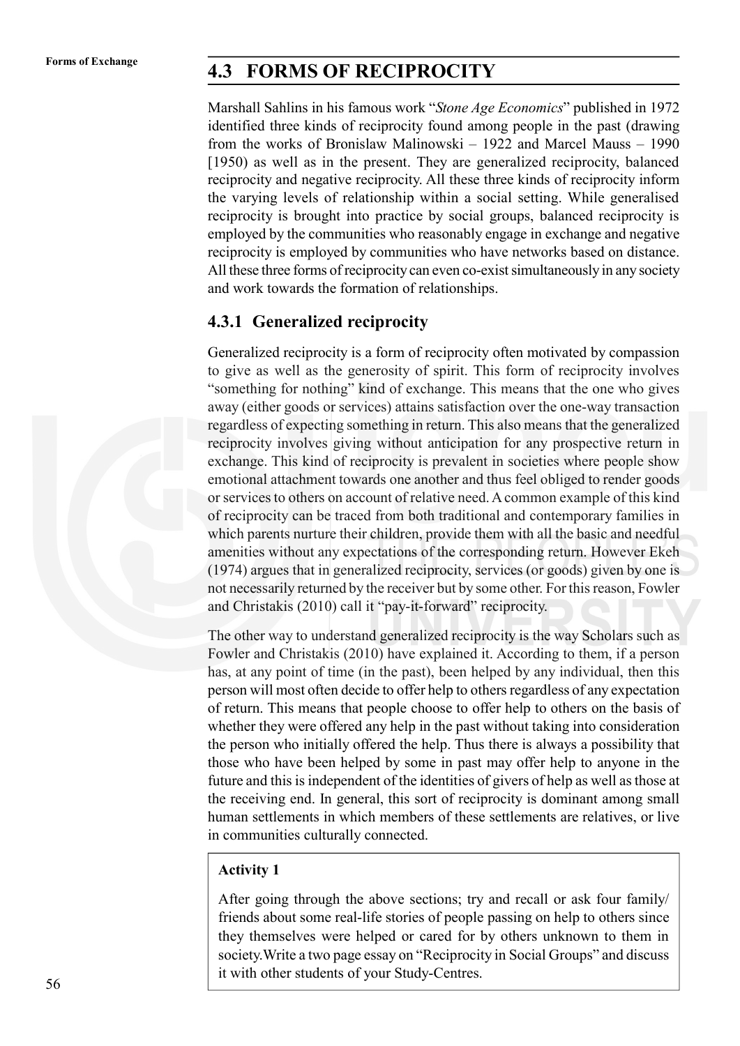## 4.3 FORMS OF RECIPROCITY

Marshall Sahlins in his famous work "*Stone Age Economics*" published in 1972 identified three kinds of reciprocity found among people in the past (drawing from the works of Bronislaw Malinowski – 1922 and Marcel Mauss – 1990 [1950) as well as in the present. They are generalized reciprocity, balanced reciprocity and negative reciprocity. All these three kinds of reciprocity inform the varying levels of relationship within a social setting. While generalised reciprocity is brought into practice by social groups, balanced reciprocity is employed by the communities who reasonably engage in exchange and negative reciprocity is employed by communities who have networks based on distance. All these three forms of reciprocity can even co-exist simultaneously in any society and work towards the formation of relationships.

### 4.3.1 Generalized reciprocity

Generalized reciprocity is a form of reciprocity often motivated by compassion to give as well as the generosity of spirit. This form of reciprocity involves "something for nothing" kind of exchange. This means that the one who gives away (either goods or services) attains satisfaction over the one-way transaction regardless of expecting something in return. This also means that the generalized reciprocity involves giving without anticipation for any prospective return in exchange. This kind of reciprocity is prevalent in societies where people show emotional attachment towards one another and thus feel obliged to render goods or services to others on account of relative need. A common example of this kind of reciprocity can be traced from both traditional and contemporary families in which parents nurture their children, provide them with all the basic and needful amenities without any expectations of the corresponding return. However Ekeh (1974) argues that in generalized reciprocity, services (or goods) given by one is not necessarily returned by the receiver but by some other. For this reason, Fowler and Christakis (2010) call it "pay-it-forward" reciprocity.

The other way to understand generalized reciprocity is the way Scholars such as Fowler and Christakis (2010) have explained it. According to them, if a person has, at any point of time (in the past), been helped by any individual, then this person will most often decide to offer help to others regardless of any expectation of return. This means that people choose to offer help to others on the basis of whether they were offered any help in the past without taking into consideration the person who initially offered the help. Thus there is always a possibility that those who have been helped by some in past may offer help to anyone in the future and this is independent of the identities of givers of help as well as those at the receiving end. In general, this sort of reciprocity is dominant among small human settlements in which members of these settlements are relatives, or live in communities culturally connected.

**Activity 1**

After going through the above sections; try and recall or ask four family/ friends about some real-life stories of people passing on help to others since they themselves were helped or cared for by others unknown to them in society.Write a two page essay on "Reciprocity in Social Groups" and discuss it with other students of your Study-Centres.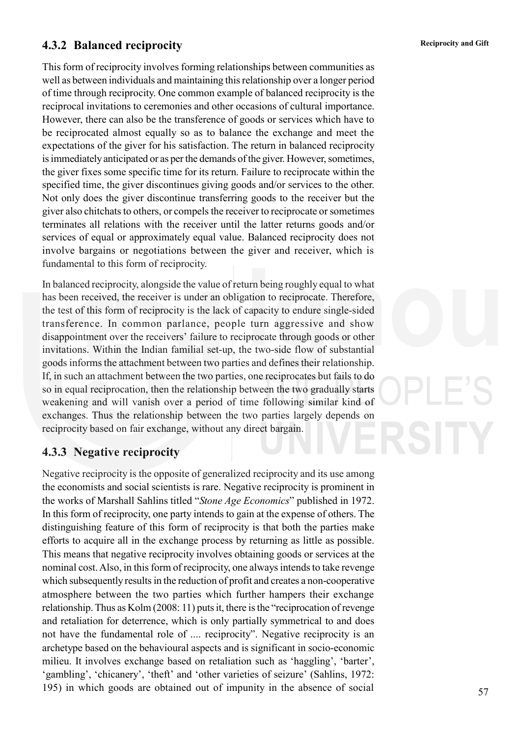### 4.3.2 Balanced reciprocity

This form of reciprocity involves forming relationships between communities as well as between individuals and maintaining this relationship over a longer period of time through reciprocity. One common example of balanced reciprocity is the reciprocal invitations to ceremonies and other occasions of cultural importance. However, there can also be the transference of goods or services which have to be reciprocated almost equally so as to balance the exchange and meet the expectations of the giver for his satisfaction. The return in balanced reciprocity is immediately anticipated or as per the demands of the giver. However, sometimes, the giver fixes some specific time for its return. Failure to reciprocate within the specified time, the giver discontinues giving goods and/or services to the other. Not only does the giver discontinue transferring goods to the receiver but the giver also chitchats to others, or compels the receiver to reciprocate or sometimes terminates all relations with the receiver until the latter returns goods and/or services of equal or approximately equal value. Balanced reciprocity does not involve bargains or negotiations between the giver and receiver, which is fundamental to this form of reciprocity.

In balanced reciprocity, alongside the value of return being roughly equal to what has been received, the receiver is under an obligation to reciprocate. Therefore, the test of this form of reciprocity is the lack of capacity to endure single-sided transference. In common parlance, people turn aggressive and show disappointment over the receivers' failure to reciprocate through goods or other invitations. Within the Indian familial set-up, the two-side flow of substantial goods informs the attachment between two parties and defines their relationship. If, in such an attachment between the two parties, one reciprocates but fails to do so in equal reciprocation, then the relationship between the two gradually starts weakening and will vanish over a period of time following similar kind of exchanges. Thus the relationship between the two parties largely depends on reciprocity based on fair exchange, without any direct bargain.

### 4.3.3 Negative reciprocity

Negative reciprocity is the opposite of generalized reciprocity and its use among the economists and social scientists is rare. Negative reciprocity is prominent in the works of Marshall Sahlins titled "*Stone Age Economics*" published in 1972. In this form of reciprocity, one party intends to gain at the expense of others. The distinguishing feature of this form of reciprocity is that both the parties make efforts to acquire all in the exchange process by returning as little as possible. This means that negative reciprocity involves obtaining goods or services at the nominal cost. Also, in this form of reciprocity, one always intends to take revenge which subsequently results in the reduction of profit and creates a non-cooperative atmosphere between the two parties which further hampers their exchange relationship. Thus as Kolm (2008: 11) puts it, there is the "reciprocation of revenge and retaliation for deterrence, which is only partially symmetrical to and does not have the fundamental role of .... reciprocity". Negative reciprocity is an archetype based on the behavioural aspects and is significant in socio-economic milieu. It involves exchange based on retaliation such as 'haggling', 'barter', 'gambling', 'chicanery', 'theft' and 'other varieties of seizure' (Sahlins, 1972: 195) in which goods are obtained out of impunity in the absence of social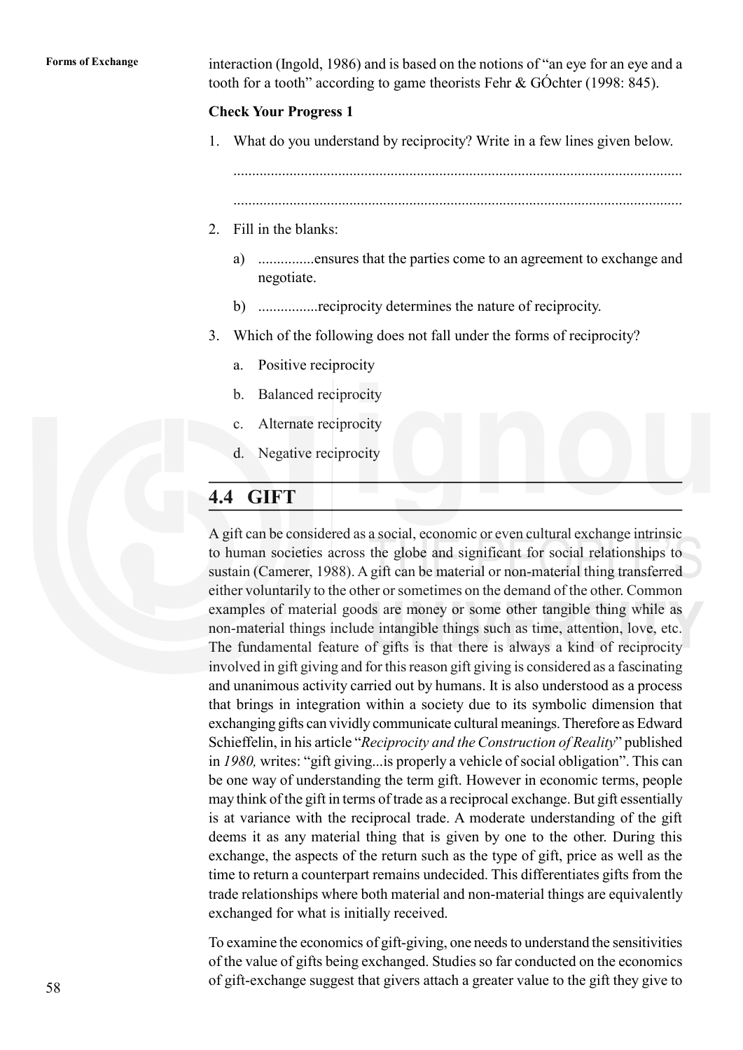interaction (Ingold, 1986) and is based on the notions of "an eye for an eye and a tooth for a tooth" according to game theorists Fehr & GÓchter (1998: 845).

**Check Your Progress 1**

1. What do you understand by reciprocity? Write in a few lines given below.

 .......................................................................................................................

 .......................................................................................................................

2. Fill in the blanks:

 a) ...............ensures that the parties come to an agreement to exchange and negotiate.

 b) ................reciprocity determines the nature of reciprocity.

3. Which of the following does not fall under the forms of reciprocity?

 a. Positive reciprocity

 b. Balanced reciprocity

 c. Alternate reciprocity

 d. Negative reciprocity

## 4.4 GIFT

A gift can be considered as a social, economic or even cultural exchange intrinsic to human societies across the globe and significant for social relationships to sustain (Camerer, 1988). A gift can be material or non-material thing transferred either voluntarily to the other or sometimes on the demand of the other. Common examples of material goods are money or some other tangible thing while as non-material things include intangible things such as time, attention, love, etc. The fundamental feature of gifts is that there is always a kind of reciprocity involved in gift giving and for this reason gift giving is considered as a fascinating and unanimous activity carried out by humans. It is also understood as a process that brings in integration within a society due to its symbolic dimension that exchanging gifts can vividly communicate cultural meanings. Therefore as Edward Schieffelin, in his article "*Reciprocity and the Construction of Reality*" published in *1980,* writes: "gift giving...is properly a vehicle of social obligation". This can be one way of understanding the term gift. However in economic terms, people may think of the gift in terms of trade as a reciprocal exchange. But gift essentially is at variance with the reciprocal trade. A moderate understanding of the gift deems it as any material thing that is given by one to the other. During this exchange, the aspects of the return such as the type of gift, price as well as the time to return a counterpart remains undecided. This differentiates gifts from the trade relationships where both material and non-material things are equivalently exchanged for what is initially received.

To examine the economics of gift-giving, one needs to understand the sensitivities of the value of gifts being exchanged. Studies so far conducted on the economics of gift-exchange suggest that givers attach a greater value to the gift they give to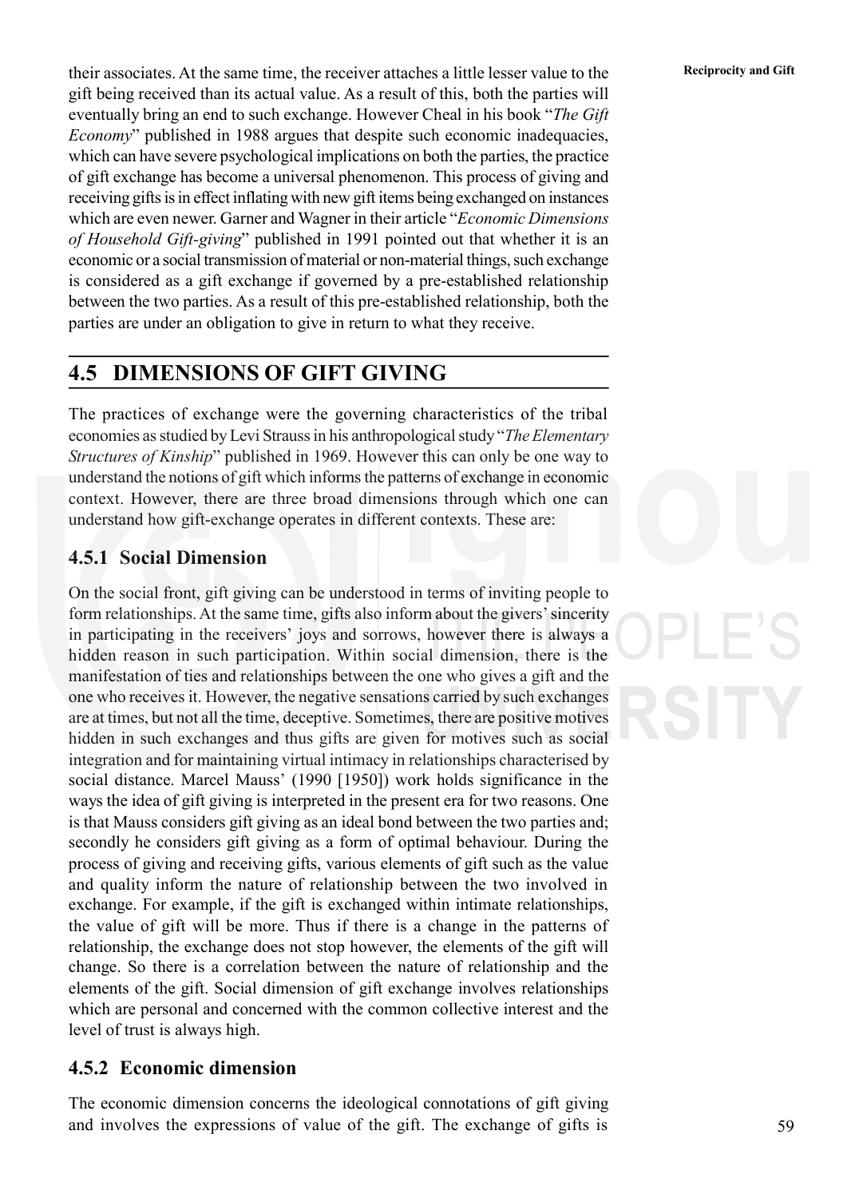their associates. At the same time, the receiver attaches a little lesser value to the gift being received than its actual value. As a result of this, both the parties will eventually bring an end to such exchange. However Cheal in his book "*The Gift Economy*" published in 1988 argues that despite such economic inadequacies, which can have severe psychological implications on both the parties, the practice of gift exchange has become a universal phenomenon. This process of giving and receiving gifts is in effect inflating with new gift items being exchanged on instances which are even newer. Garner and Wagner in their article "*Economic Dimensions of Household Gift-giving*" published in 1991 pointed out that whether it is an economic or a social transmission of material or non-material things, such exchange is considered as a gift exchange if governed by a pre-established relationship between the two parties. As a result of this pre-established relationship, both the parties are under an obligation to give in return to what they receive.

## 4.5 DIMENSIONS OF GIFT GIVING

The practices of exchange were the governing characteristics of the tribal economies as studied by Levi Strauss in his anthropological study "*The Elementary Structures of Kinship*" published in 1969. However this can only be one way to understand the notions of gift which informs the patterns of exchange in economic context. However, there are three broad dimensions through which one can understand how gift-exchange operates in different contexts. These are:

### 4.5.1 Social Dimension

On the social front, gift giving can be understood in terms of inviting people to form relationships. At the same time, gifts also inform about the givers' sincerity in participating in the receivers' joys and sorrows, however there is always a hidden reason in such participation. Within social dimension, there is the manifestation of ties and relationships between the one who gives a gift and the one who receives it. However, the negative sensations carried by such exchanges are at times, but not all the time, deceptive. Sometimes, there are positive motives hidden in such exchanges and thus gifts are given for motives such as social integration and for maintaining virtual intimacy in relationships characterised by social distance. Marcel Mauss' (1990 [1950]) work holds significance in the ways the idea of gift giving is interpreted in the present era for two reasons. One is that Mauss considers gift giving as an ideal bond between the two parties and; secondly he considers gift giving as a form of optimal behaviour. During the process of giving and receiving gifts, various elements of gift such as the value and quality inform the nature of relationship between the two involved in exchange. For example, if the gift is exchanged within intimate relationships, the value of gift will be more. Thus if there is a change in the patterns of relationship, the exchange does not stop however, the elements of the gift will change. So there is a correlation between the nature of relationship and the elements of the gift. Social dimension of gift exchange involves relationships which are personal and concerned with the common collective interest and the level of trust is always high.

### 4.5.2 Economic dimension

The economic dimension concerns the ideological connotations of gift giving and involves the expressions of value of the gift. The exchange of gifts is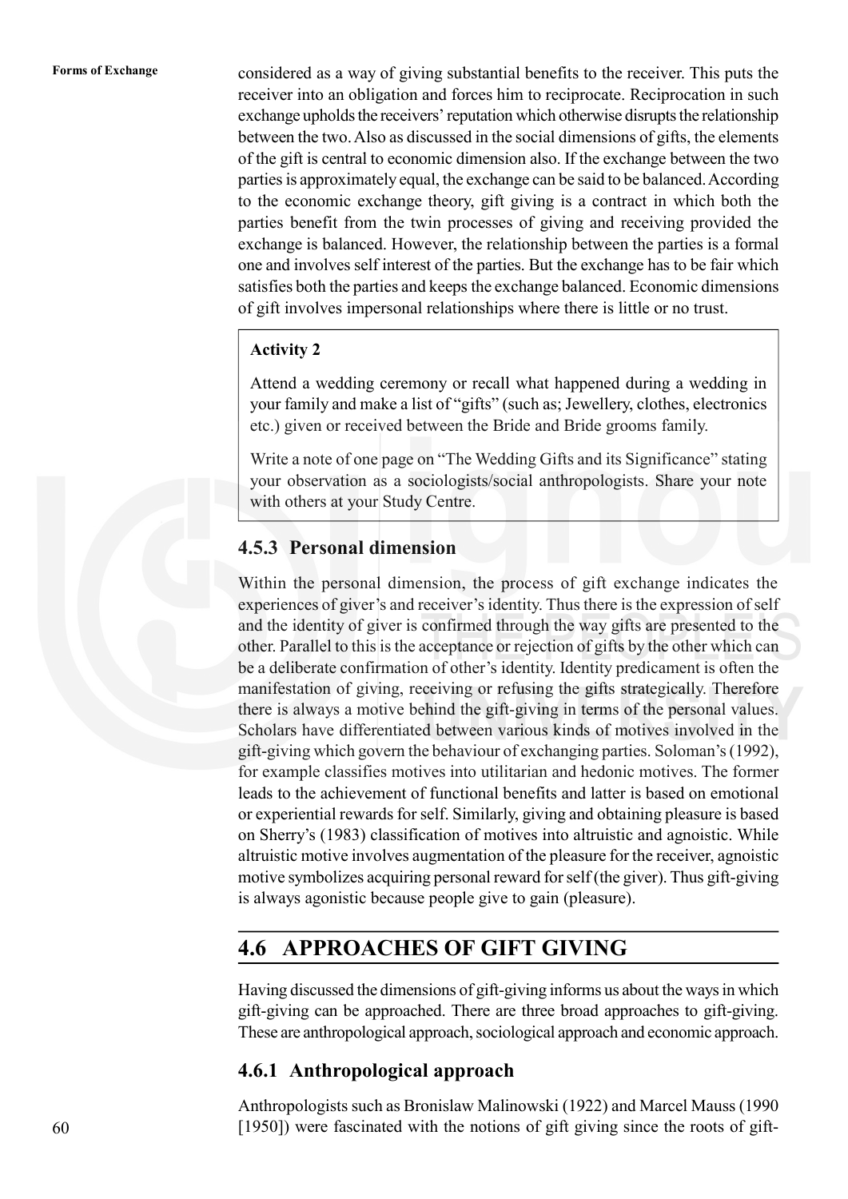considered as a way of giving substantial benefits to the receiver. This puts the receiver into an obligation and forces him to reciprocate. Reciprocation in such exchange upholds the receivers' reputation which otherwise disrupts the relationship between the two. Also as discussed in the social dimensions of gifts, the elements of the gift is central to economic dimension also. If the exchange between the two parties is approximately equal, the exchange can be said to be balanced. According to the economic exchange theory, gift giving is a contract in which both the parties benefit from the twin processes of giving and receiving provided the exchange is balanced. However, the relationship between the parties is a formal one and involves self interest of the parties. But the exchange has to be fair which satisfies both the parties and keeps the exchange balanced. Economic dimensions of gift involves impersonal relationships where there is little or no trust.

> **Activity 2**
>
> Attend a wedding ceremony or recall what happened during a wedding in your family and make a list of "gifts" (such as; Jewellery, clothes, electronics etc.) given or received between the Bride and Bride grooms family.
>
> Write a note of one page on "The Wedding Gifts and its Significance" stating your observation as a sociologists/social anthropologists. Share your note with others at your Study Centre.

### 4.5.3 Personal dimension

Within the personal dimension, the process of gift exchange indicates the experiences of giver's and receiver's identity. Thus there is the expression of self and the identity of giver is confirmed through the way gifts are presented to the other. Parallel to this is the acceptance or rejection of gifts by the other which can be a deliberate confirmation of other's identity. Identity predicament is often the manifestation of giving, receiving or refusing the gifts strategically. Therefore there is always a motive behind the gift-giving in terms of the personal values. Scholars have differentiated between various kinds of motives involved in the gift-giving which govern the behaviour of exchanging parties. Soloman's (1992), for example classifies motives into utilitarian and hedonic motives. The former leads to the achievement of functional benefits and latter is based on emotional or experiential rewards for self. Similarly, giving and obtaining pleasure is based on Sherry's (1983) classification of motives into altruistic and agnoistic. While altruistic motive involves augmentation of the pleasure for the receiver, agnoistic motive symbolizes acquiring personal reward for self (the giver). Thus gift-giving is always agonistic because people give to gain (pleasure).

## 4.6 APPROACHES OF GIFT GIVING

Having discussed the dimensions of gift-giving informs us about the ways in which gift-giving can be approached. There are three broad approaches to gift-giving. These are anthropological approach, sociological approach and economic approach.

### 4.6.1 Anthropological approach

Anthropologists such as Bronislaw Malinowski (1922) and Marcel Mauss (1990 [1950]) were fascinated with the notions of gift giving since the roots of gift-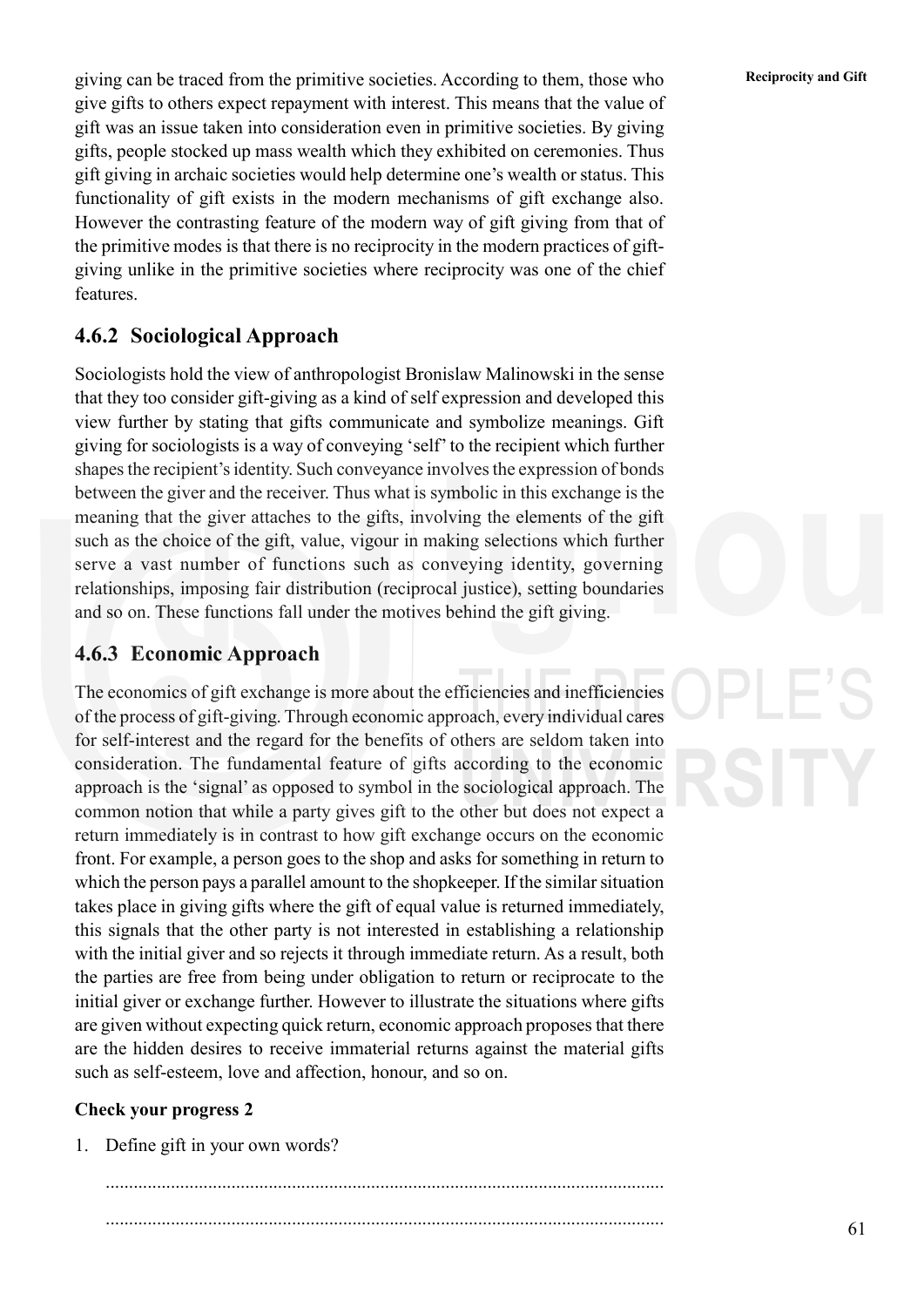giving can be traced from the primitive societies. According to them, those who give gifts to others expect repayment with interest. This means that the value of gift was an issue taken into consideration even in primitive societies. By giving gifts, people stocked up mass wealth which they exhibited on ceremonies. Thus gift giving in archaic societies would help determine one's wealth or status. This functionality of gift exists in the modern mechanisms of gift exchange also. However the contrasting feature of the modern way of gift giving from that of the primitive modes is that there is no reciprocity in the modern practices of gift-giving unlike in the primitive societies where reciprocity was one of the chief features.

### 4.6.2 Sociological Approach

Sociologists hold the view of anthropologist Bronislaw Malinowski in the sense that they too consider gift-giving as a kind of self expression and developed this view further by stating that gifts communicate and symbolize meanings. Gift giving for sociologists is a way of conveying 'self' to the recipient which further shapes the recipient's identity. Such conveyance involves the expression of bonds between the giver and the receiver. Thus what is symbolic in this exchange is the meaning that the giver attaches to the gifts, involving the elements of the gift such as the choice of the gift, value, vigour in making selections which further serve a vast number of functions such as conveying identity, governing relationships, imposing fair distribution (reciprocal justice), setting boundaries and so on. These functions fall under the motives behind the gift giving.

### 4.6.3 Economic Approach

The economics of gift exchange is more about the efficiencies and inefficiencies of the process of gift-giving. Through economic approach, every individual cares for self-interest and the regard for the benefits of others are seldom taken into consideration. The fundamental feature of gifts according to the economic approach is the 'signal' as opposed to symbol in the sociological approach. The common notion that while a party gives gift to the other but does not expect a return immediately is in contrast to how gift exchange occurs on the economic front. For example, a person goes to the shop and asks for something in return to which the person pays a parallel amount to the shopkeeper. If the similar situation takes place in giving gifts where the gift of equal value is returned immediately, this signals that the other party is not interested in establishing a relationship with the initial giver and so rejects it through immediate return. As a result, both the parties are free from being under obligation to return or reciprocate to the initial giver or exchange further. However to illustrate the situations where gifts are given without expecting quick return, economic approach proposes that there are the hidden desires to receive immaterial returns against the material gifts such as self-esteem, love and affection, honour, and so on.

**Check your progress 2**

1. Define gift in your own words?

   ......................................................................................................................

   ......................................................................................................................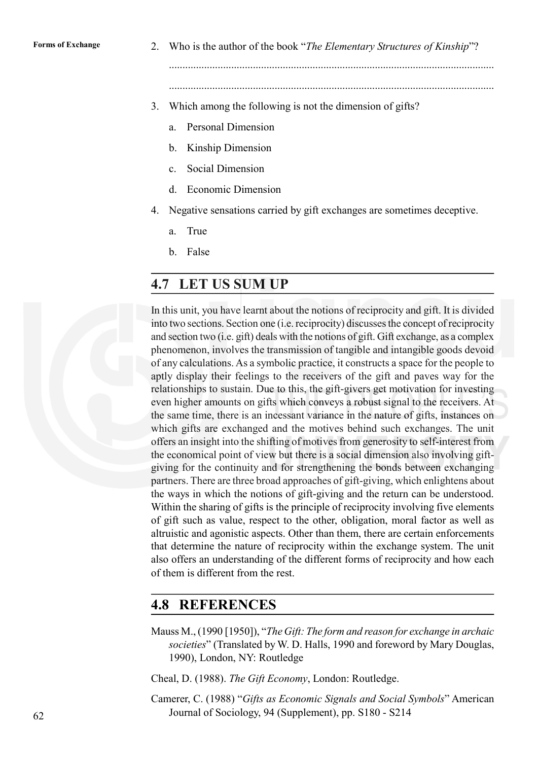2. Who is the author of the book "*The Elementary Structures of Kinship*"?

......................................................................................................................

......................................................................................................................

3. Which among the following is not the dimension of gifts?

   a. Personal Dimension

   b. Kinship Dimension

   c. Social Dimension

   d. Economic Dimension

4. Negative sensations carried by gift exchanges are sometimes deceptive.

   a. True

   b. False

## 4.7 LET US SUM UP

In this unit, you have learnt about the notions of reciprocity and gift. It is divided into two sections. Section one (i.e. reciprocity) discusses the concept of reciprocity and section two (i.e. gift) deals with the notions of gift. Gift exchange, as a complex phenomenon, involves the transmission of tangible and intangible goods devoid of any calculations. As a symbolic practice, it constructs a space for the people to aptly display their feelings to the receivers of the gift and paves way for the relationships to sustain. Due to this, the gift-givers get motivation for investing even higher amounts on gifts which conveys a robust signal to the receivers. At the same time, there is an incessant variance in the nature of gifts, instances on which gifts are exchanged and the motives behind such exchanges. The unit offers an insight into the shifting of motives from generosity to self-interest from the economical point of view but there is a social dimension also involving gift-giving for the continuity and for strengthening the bonds between exchanging partners. There are three broad approaches of gift-giving, which enlightens about the ways in which the notions of gift-giving and the return can be understood. Within the sharing of gifts is the principle of reciprocity involving five elements of gift such as value, respect to the other, obligation, moral factor as well as altruistic and agonistic aspects. Other than them, there are certain enforcements that determine the nature of reciprocity within the exchange system. The unit also offers an understanding of the different forms of reciprocity and how each of them is different from the rest.

## 4.8 REFERENCES

Mauss M., (1990 [1950]), "*The Gift: The form and reason for exchange in archaic societies*" (Translated by W. D. Halls, 1990 and foreword by Mary Douglas, 1990), London, NY: Routledge

Cheal, D. (1988). *The Gift Economy*, London: Routledge.

Camerer, C. (1988) "*Gifts as Economic Signals and Social Symbols*" American Journal of Sociology, 94 (Supplement), pp. S180 - S214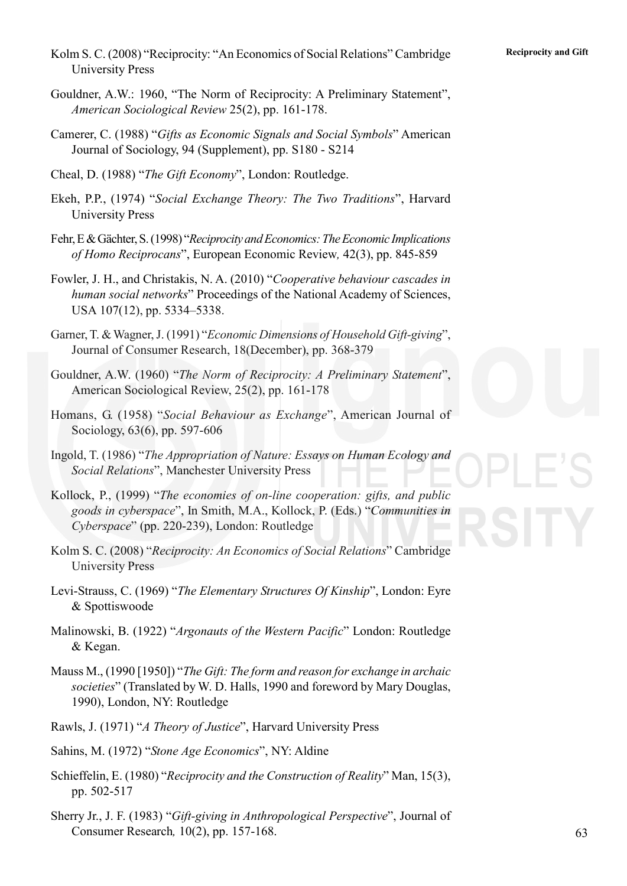Kolm S. C. (2008) "Reciprocity: "An Economics of Social Relations" Cambridge University Press

Gouldner, A.W.: 1960, "The Norm of Reciprocity: A Preliminary Statement", *American Sociological Review* 25(2), pp. 161-178.

Camerer, C. (1988) "*Gifts as Economic Signals and Social Symbols*" American Journal of Sociology, 94 (Supplement), pp. S180 - S214

Cheal, D. (1988) "*The Gift Economy*", London: Routledge.

Ekeh, P.P., (1974) "*Social Exchange Theory: The Two Traditions*", Harvard University Press

Fehr, E & Gächter, S. (1998) "*Reciprocity and Economics: The Economic Implications of Homo Reciprocans*", European Economic Review, 42(3), pp. 845-859

Fowler, J. H., and Christakis, N. A. (2010) "*Cooperative behaviour cascades in human social networks*" Proceedings of the National Academy of Sciences, USA 107(12), pp. 5334–5338.

Garner, T. & Wagner, J. (1991) "*Economic Dimensions of Household Gift-giving*", Journal of Consumer Research, 18(December), pp. 368-379

Gouldner, A.W. (1960) "*The Norm of Reciprocity: A Preliminary Statement*", American Sociological Review, 25(2), pp. 161-178

Homans, G. (1958) "*Social Behaviour as Exchange*", American Journal of Sociology, 63(6), pp. 597-606

Ingold, T. (1986) "*The Appropriation of Nature: Essays on Human Ecology and Social Relations*", Manchester University Press

Kollock, P., (1999) "*The economies of on-line cooperation: gifts, and public goods in cyberspace*", In Smith, M.A., Kollock, P. (Eds.) "*Communities in Cyberspace*" (pp. 220-239), London: Routledge

Kolm S. C. (2008) "*Reciprocity: An Economics of Social Relations*" Cambridge University Press

Levi-Strauss, C. (1969) "*The Elementary Structures Of Kinship*", London: Eyre & Spottiswoode

Malinowski, B. (1922) "*Argonauts of the Western Pacific*" London: Routledge & Kegan.

Mauss M., (1990 [1950]) "*The Gift: The form and reason for exchange in archaic societies*" (Translated by W. D. Halls, 1990 and foreword by Mary Douglas, 1990), London, NY: Routledge

Rawls, J. (1971) "*A Theory of Justice*", Harvard University Press

Sahins, M. (1972) "*Stone Age Economics*", NY: Aldine

Schieffelin, E. (1980) "*Reciprocity and the Construction of Reality*" Man, 15(3), pp. 502-517

Sherry Jr., J. F. (1983) "*Gift-giving in Anthropological Perspective*", Journal of Consumer Research, 10(2), pp. 157-168.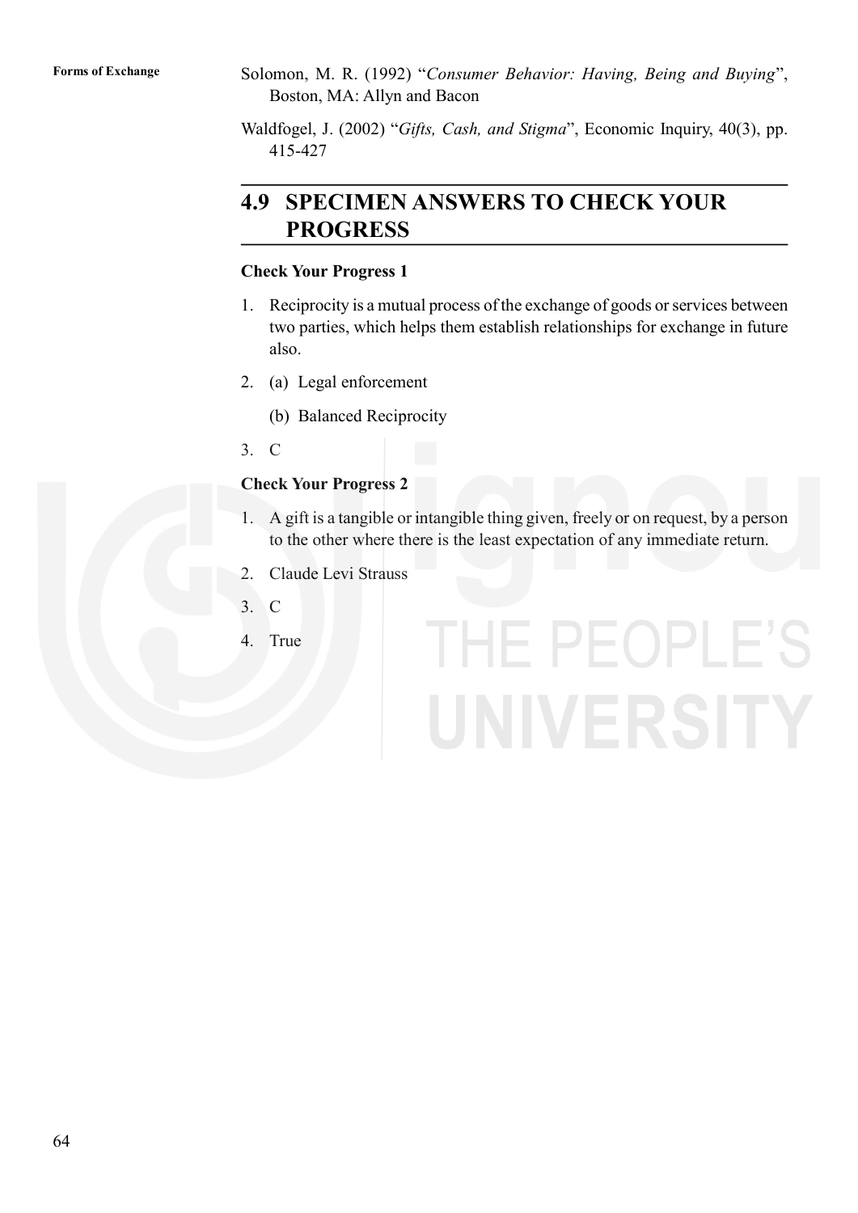Solomon, M. R. (1992) "*Consumer Behavior: Having, Being and Buying*", Boston, MA: Allyn and Bacon

Waldfogel, J. (2002) "*Gifts, Cash, and Stigma*", Economic Inquiry, 40(3), pp. 415-427

## 4.9 SPECIMEN ANSWERS TO CHECK YOUR PROGRESS

**Check Your Progress 1**

1. Reciprocity is a mutual process of the exchange of goods or services between two parties, which helps them establish relationships for exchange in future also.
2. (a) Legal enforcement

   (b) Balanced Reciprocity
3. C

**Check Your Progress 2**

1. A gift is a tangible or intangible thing given, freely or on request, by a person to the other where there is the least expectation of any immediate return.
2. Claude Levi Strauss
3. C
4. True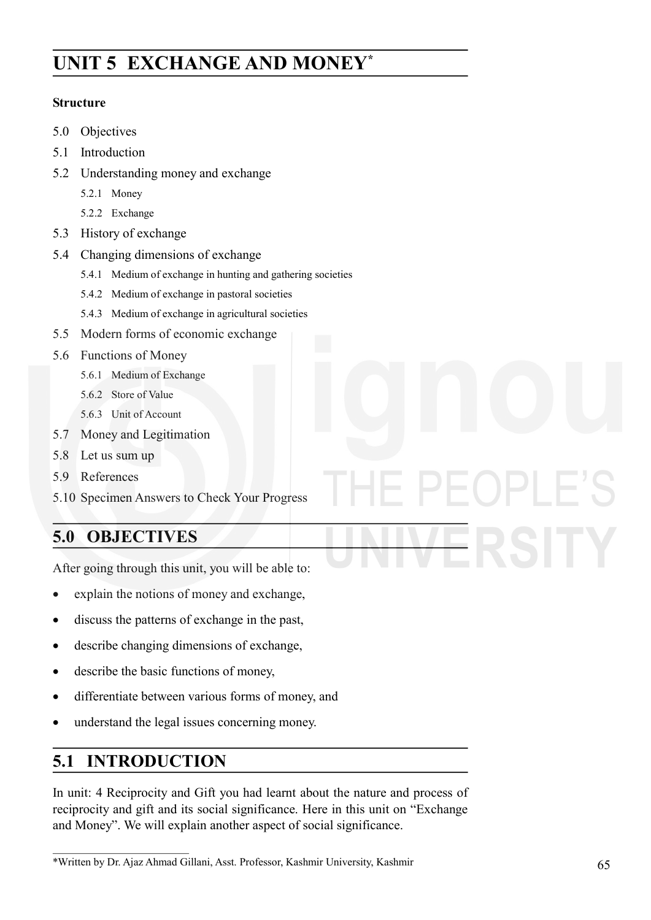# UNIT 5 EXCHANGE AND MONEY*

**Structure**

5.0 Objectives

5.1 Introduction

5.2 Understanding money and exchange

- 5.2.1 Money
- 5.2.2 Exchange

5.3 History of exchange

5.4 Changing dimensions of exchange

- 5.4.1 Medium of exchange in hunting and gathering societies
- 5.4.2 Medium of exchange in pastoral societies
- 5.4.3 Medium of exchange in agricultural societies

5.5 Modern forms of economic exchange

5.6 Functions of Money

- 5.6.1 Medium of Exchange
- 5.6.2 Store of Value
- 5.6.3 Unit of Account

5.7 Money and Legitimation

5.8 Let us sum up

5.9 References

5.10 Specimen Answers to Check Your Progress

## 5.0 OBJECTIVES

After going through this unit, you will be able to:

- explain the notions of money and exchange,
- discuss the patterns of exchange in the past,
- describe changing dimensions of exchange,
- describe the basic functions of money,
- differentiate between various forms of money, and
- understand the legal issues concerning money.

## 5.1 INTRODUCTION

In unit: 4 Reciprocity and Gift you had learnt about the nature and process of reciprocity and gift and its social significance. Here in this unit on "Exchange and Money". We will explain another aspect of social significance.

*Written by Dr. Ajaz Ahmad Gillani, Asst. Professor, Kashmir University, Kashmir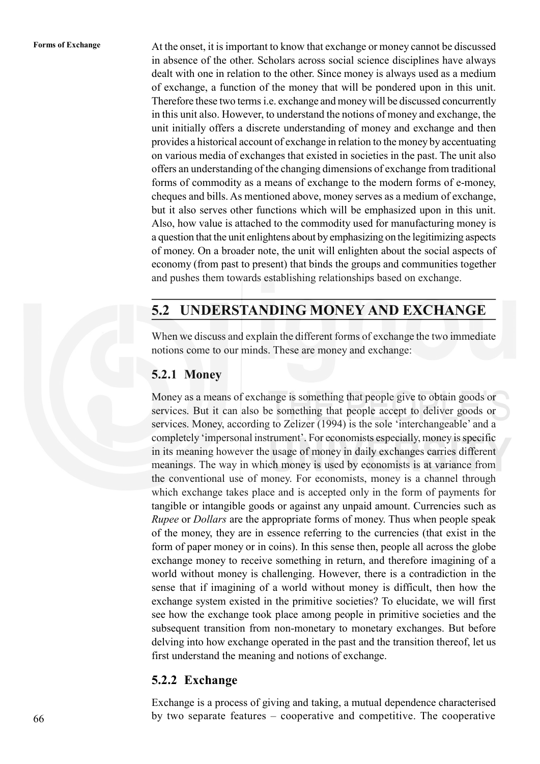At the onset, it is important to know that exchange or money cannot be discussed in absence of the other. Scholars across social science disciplines have always dealt with one in relation to the other. Since money is always used as a medium of exchange, a function of the money that will be pondered upon in this unit. Therefore these two terms i.e. exchange and money will be discussed concurrently in this unit also. However, to understand the notions of money and exchange, the unit initially offers a discrete understanding of money and exchange and then provides a historical account of exchange in relation to the money by accentuating on various media of exchanges that existed in societies in the past. The unit also offers an understanding of the changing dimensions of exchange from traditional forms of commodity as a means of exchange to the modern forms of e-money, cheques and bills. As mentioned above, money serves as a medium of exchange, but it also serves other functions which will be emphasized upon in this unit. Also, how value is attached to the commodity used for manufacturing money is a question that the unit enlightens about by emphasizing on the legitimizing aspects of money. On a broader note, the unit will enlighten about the social aspects of economy (from past to present) that binds the groups and communities together and pushes them towards establishing relationships based on exchange.

## 5.2 UNDERSTANDING MONEY AND EXCHANGE

When we discuss and explain the different forms of exchange the two immediate notions come to our minds. These are money and exchange:

### 5.2.1 Money

Money as a means of exchange is something that people give to obtain goods or services. But it can also be something that people accept to deliver goods or services. Money, according to Zelizer (1994) is the sole 'interchangeable' and a completely 'impersonal instrument'. For economists especially, money is specific in its meaning however the usage of money in daily exchanges carries different meanings. The way in which money is used by economists is at variance from the conventional use of money. For economists, money is a channel through which exchange takes place and is accepted only in the form of payments for tangible or intangible goods or against any unpaid amount. Currencies such as *Rupee* or *Dollars* are the appropriate forms of money. Thus when people speak of the money, they are in essence referring to the currencies (that exist in the form of paper money or in coins). In this sense then, people all across the globe exchange money to receive something in return, and therefore imagining of a world without money is challenging. However, there is a contradiction in the sense that if imagining of a world without money is difficult, then how the exchange system existed in the primitive societies? To elucidate, we will first see how the exchange took place among people in primitive societies and the subsequent transition from non-monetary to monetary exchanges. But before delving into how exchange operated in the past and the transition thereof, let us first understand the meaning and notions of exchange.

### 5.2.2 Exchange

Exchange is a process of giving and taking, a mutual dependence characterised by two separate features – cooperative and competitive. The cooperative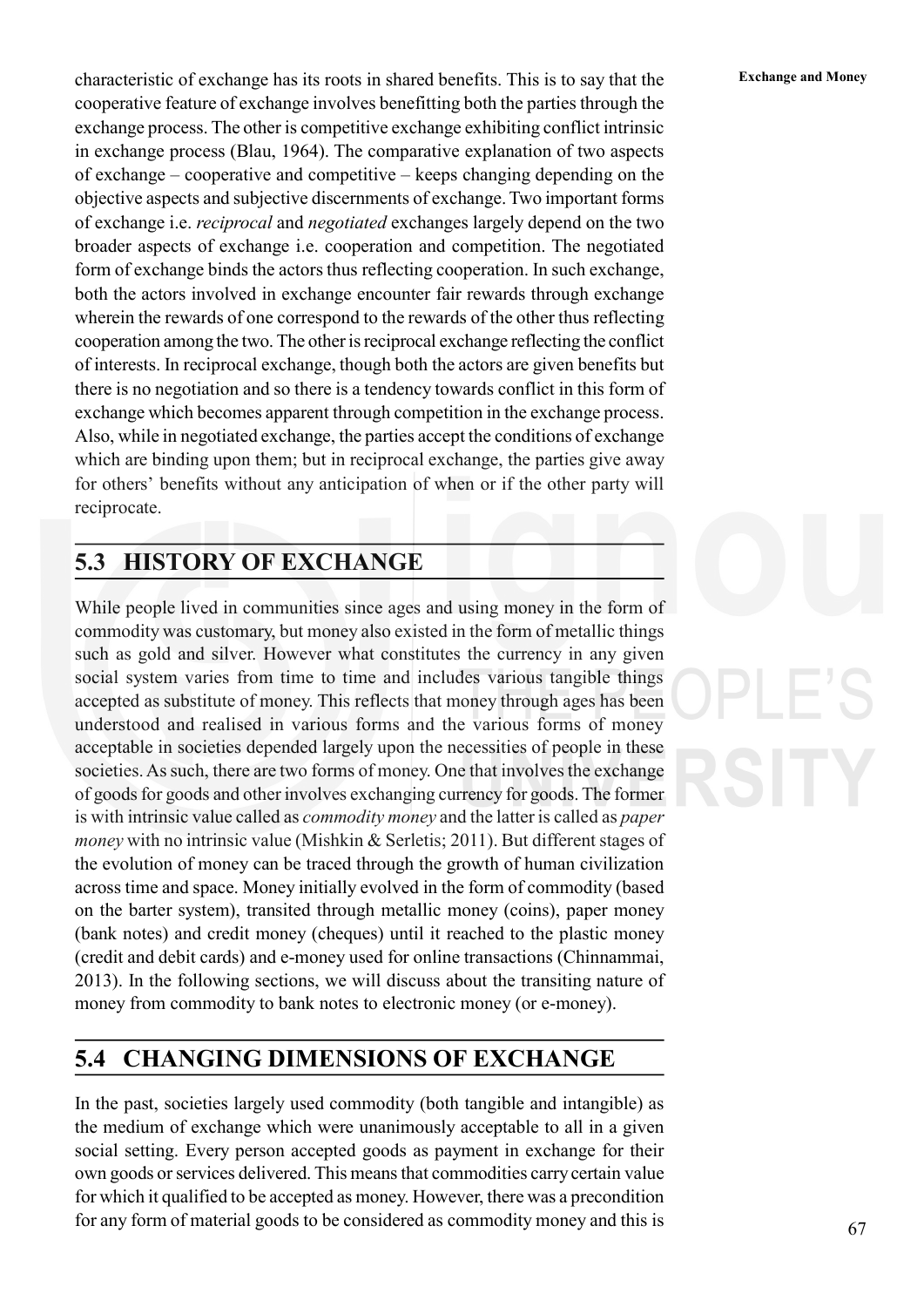characteristic of exchange has its roots in shared benefits. This is to say that the cooperative feature of exchange involves benefitting both the parties through the exchange process. The other is competitive exchange exhibiting conflict intrinsic in exchange process (Blau, 1964). The comparative explanation of two aspects of exchange – cooperative and competitive – keeps changing depending on the objective aspects and subjective discernments of exchange. Two important forms of exchange i.e. *reciprocal* and *negotiated* exchanges largely depend on the two broader aspects of exchange i.e. cooperation and competition. The negotiated form of exchange binds the actors thus reflecting cooperation. In such exchange, both the actors involved in exchange encounter fair rewards through exchange wherein the rewards of one correspond to the rewards of the other thus reflecting cooperation among the two. The other is reciprocal exchange reflecting the conflict of interests. In reciprocal exchange, though both the actors are given benefits but there is no negotiation and so there is a tendency towards conflict in this form of exchange which becomes apparent through competition in the exchange process. Also, while in negotiated exchange, the parties accept the conditions of exchange which are binding upon them; but in reciprocal exchange, the parties give away for others' benefits without any anticipation of when or if the other party will reciprocate.

## 5.3 HISTORY OF EXCHANGE

While people lived in communities since ages and using money in the form of commodity was customary, but money also existed in the form of metallic things such as gold and silver. However what constitutes the currency in any given social system varies from time to time and includes various tangible things accepted as substitute of money. This reflects that money through ages has been understood and realised in various forms and the various forms of money acceptable in societies depended largely upon the necessities of people in these societies. As such, there are two forms of money. One that involves the exchange of goods for goods and other involves exchanging currency for goods. The former is with intrinsic value called as *commodity money* and the latter is called as *paper money* with no intrinsic value (Mishkin & Serletis; 2011). But different stages of the evolution of money can be traced through the growth of human civilization across time and space. Money initially evolved in the form of commodity (based on the barter system), transited through metallic money (coins), paper money (bank notes) and credit money (cheques) until it reached to the plastic money (credit and debit cards) and e-money used for online transactions (Chinnammai, 2013). In the following sections, we will discuss about the transiting nature of money from commodity to bank notes to electronic money (or e-money).

## 5.4 CHANGING DIMENSIONS OF EXCHANGE

In the past, societies largely used commodity (both tangible and intangible) as the medium of exchange which were unanimously acceptable to all in a given social setting. Every person accepted goods as payment in exchange for their own goods or services delivered. This means that commodities carry certain value for which it qualified to be accepted as money. However, there was a precondition for any form of material goods to be considered as commodity money and this is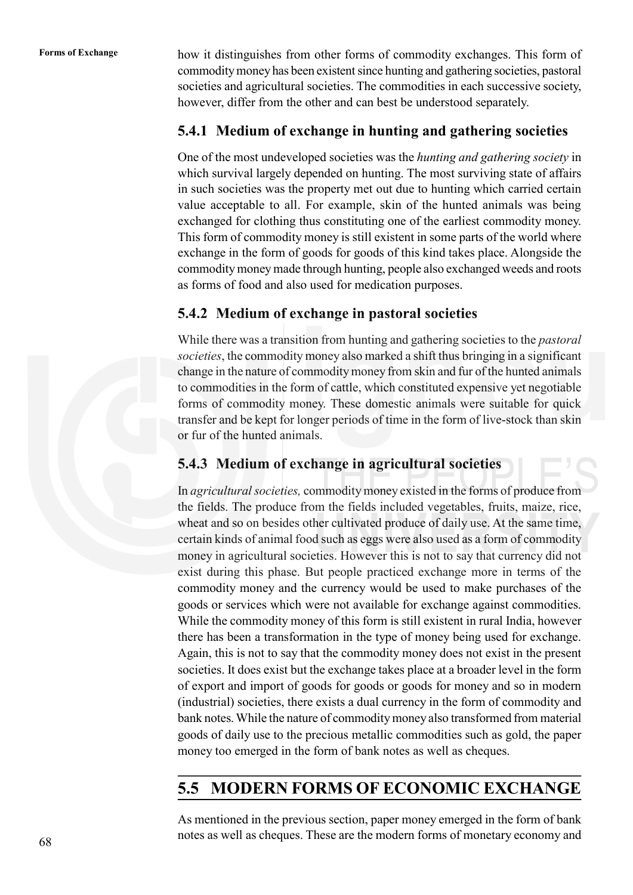how it distinguishes from other forms of commodity exchanges. This form of commodity money has been existent since hunting and gathering societies, pastoral societies and agricultural societies. The commodities in each successive society, however, differ from the other and can best be understood separately.

### 5.4.1 Medium of exchange in hunting and gathering societies

One of the most undeveloped societies was the *hunting and gathering society* in which survival largely depended on hunting. The most surviving state of affairs in such societies was the property met out due to hunting which carried certain value acceptable to all. For example, skin of the hunted animals was being exchanged for clothing thus constituting one of the earliest commodity money. This form of commodity money is still existent in some parts of the world where exchange in the form of goods for goods of this kind takes place. Alongside the commodity money made through hunting, people also exchanged weeds and roots as forms of food and also used for medication purposes.

### 5.4.2 Medium of exchange in pastoral societies

While there was a transition from hunting and gathering societies to the *pastoral societies*, the commodity money also marked a shift thus bringing in a significant change in the nature of commodity money from skin and fur of the hunted animals to commodities in the form of cattle, which constituted expensive yet negotiable forms of commodity money. These domestic animals were suitable for quick transfer and be kept for longer periods of time in the form of live-stock than skin or fur of the hunted animals.

### 5.4.3 Medium of exchange in agricultural societies

In *agricultural societies,* commodity money existed in the forms of produce from the fields. The produce from the fields included vegetables, fruits, maize, rice, wheat and so on besides other cultivated produce of daily use. At the same time, certain kinds of animal food such as eggs were also used as a form of commodity money in agricultural societies. However this is not to say that currency did not exist during this phase. But people practiced exchange more in terms of the commodity money and the currency would be used to make purchases of the goods or services which were not available for exchange against commodities. While the commodity money of this form is still existent in rural India, however there has been a transformation in the type of money being used for exchange. Again, this is not to say that the commodity money does not exist in the present societies. It does exist but the exchange takes place at a broader level in the form of export and import of goods for goods or goods for money and so in modern (industrial) societies, there exists a dual currency in the form of commodity and bank notes. While the nature of commodity money also transformed from material goods of daily use to the precious metallic commodities such as gold, the paper money too emerged in the form of bank notes as well as cheques.

## 5.5 MODERN FORMS OF ECONOMIC EXCHANGE

As mentioned in the previous section, paper money emerged in the form of bank notes as well as cheques. These are the modern forms of monetary economy and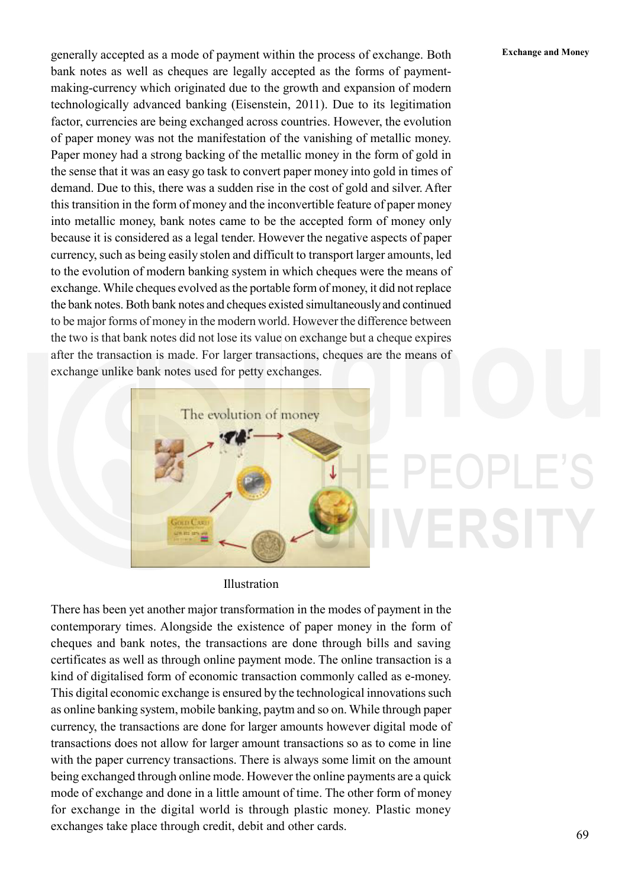generally accepted as a mode of payment within the process of exchange. Both bank notes as well as cheques are legally accepted as the forms of payment-making-currency which originated due to the growth and expansion of modern technologically advanced banking (Eisenstein, 2011). Due to its legitimation factor, currencies are being exchanged across countries. However, the evolution of paper money was not the manifestation of the vanishing of metallic money. Paper money had a strong backing of the metallic money in the form of gold in the sense that it was an easy go task to convert paper money into gold in times of demand. Due to this, there was a sudden rise in the cost of gold and silver. After this transition in the form of money and the inconvertible feature of paper money into metallic money, bank notes came to be the accepted form of money only because it is considered as a legal tender. However the negative aspects of paper currency, such as being easily stolen and difficult to transport larger amounts, led to the evolution of modern banking system in which cheques were the means of exchange. While cheques evolved as the portable form of money, it did not replace the bank notes. Both bank notes and cheques existed simultaneously and continued to be major forms of money in the modern world. However the difference between the two is that bank notes did not lose its value on exchange but a cheque expires after the transaction is made. For larger transactions, cheques are the means of exchange unlike bank notes used for petty exchanges.

Illustration

There has been yet another major transformation in the modes of payment in the contemporary times. Alongside the existence of paper money in the form of cheques and bank notes, the transactions are done through bills and saving certificates as well as through online payment mode. The online transaction is a kind of digitalised form of economic transaction commonly called as e-money. This digital economic exchange is ensured by the technological innovations such as online banking system, mobile banking, paytm and so on. While through paper currency, the transactions are done for larger amounts however digital mode of transactions does not allow for larger amount transactions so as to come in line with the paper currency transactions. There is always some limit on the amount being exchanged through online mode. However the online payments are a quick mode of exchange and done in a little amount of time. The other form of money for exchange in the digital world is through plastic money. Plastic money exchanges take place through credit, debit and other cards.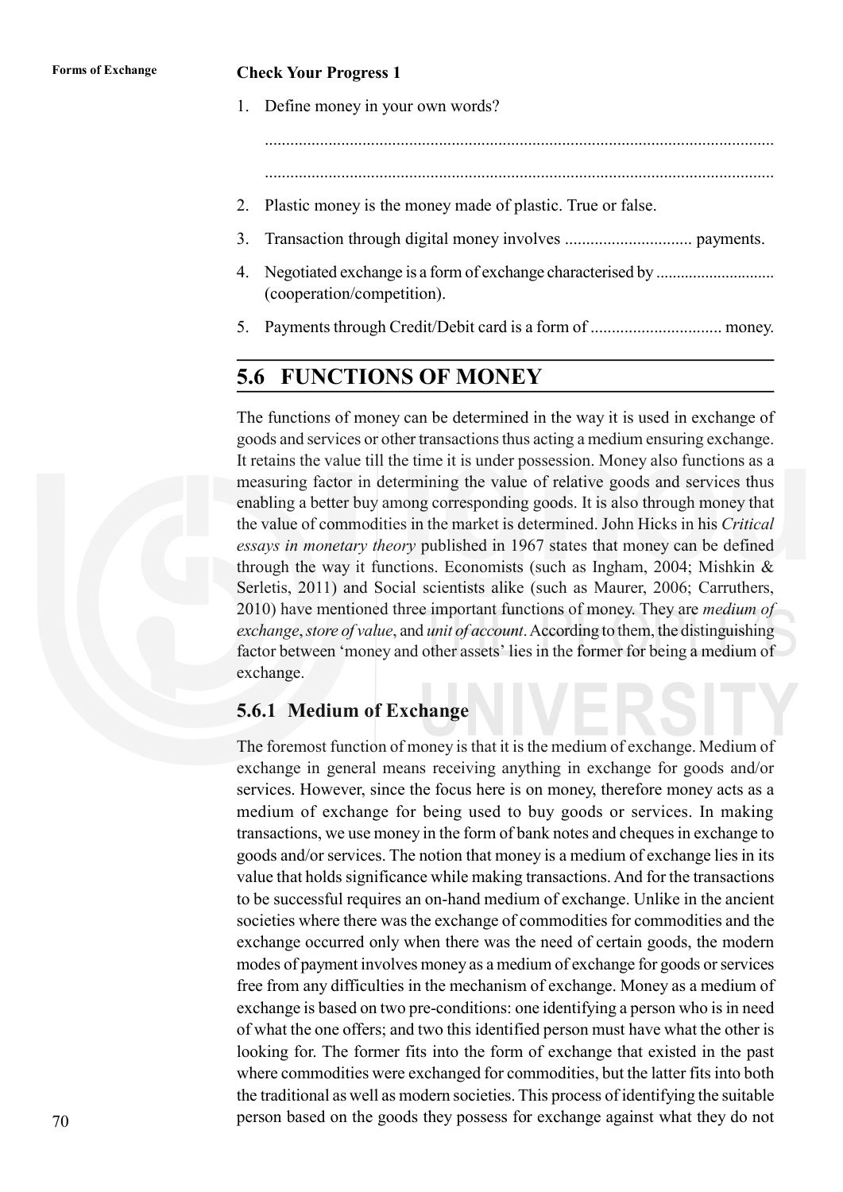**Check Your Progress 1**

1. Define money in your own words?

   ........................................................................................................................

   ........................................................................................................................

2. Plastic money is the money made of plastic. True or false.

3. Transaction through digital money involves .............................. payments.

4. Negotiated exchange is a form of exchange characterised by ............................ (cooperation/competition).

5. Payments through Credit/Debit card is a form of .............................. money.

## 5.6 FUNCTIONS OF MONEY

The functions of money can be determined in the way it is used in exchange of goods and services or other transactions thus acting a medium ensuring exchange. It retains the value till the time it is under possession. Money also functions as a measuring factor in determining the value of relative goods and services thus enabling a better buy among corresponding goods. It is also through money that the value of commodities in the market is determined. John Hicks in his *Critical essays in monetary theory* published in 1967 states that money can be defined through the way it functions. Economists (such as Ingham, 2004; Mishkin & Serletis, 2011) and Social scientists alike (such as Maurer, 2006; Carruthers, 2010) have mentioned three important functions of money. They are *medium of exchange*, *store of value*, and *unit of account*. According to them, the distinguishing factor between 'money and other assets' lies in the former for being a medium of exchange.

### 5.6.1 Medium of Exchange

The foremost function of money is that it is the medium of exchange. Medium of exchange in general means receiving anything in exchange for goods and/or services. However, since the focus here is on money, therefore money acts as a medium of exchange for being used to buy goods or services. In making transactions, we use money in the form of bank notes and cheques in exchange to goods and/or services. The notion that money is a medium of exchange lies in its value that holds significance while making transactions. And for the transactions to be successful requires an on-hand medium of exchange. Unlike in the ancient societies where there was the exchange of commodities for commodities and the exchange occurred only when there was the need of certain goods, the modern modes of payment involves money as a medium of exchange for goods or services free from any difficulties in the mechanism of exchange. Money as a medium of exchange is based on two pre-conditions: one identifying a person who is in need of what the one offers; and two this identified person must have what the other is looking for. The former fits into the form of exchange that existed in the past where commodities were exchanged for commodities, but the latter fits into both the traditional as well as modern societies. This process of identifying the suitable person based on the goods they possess for exchange against what they do not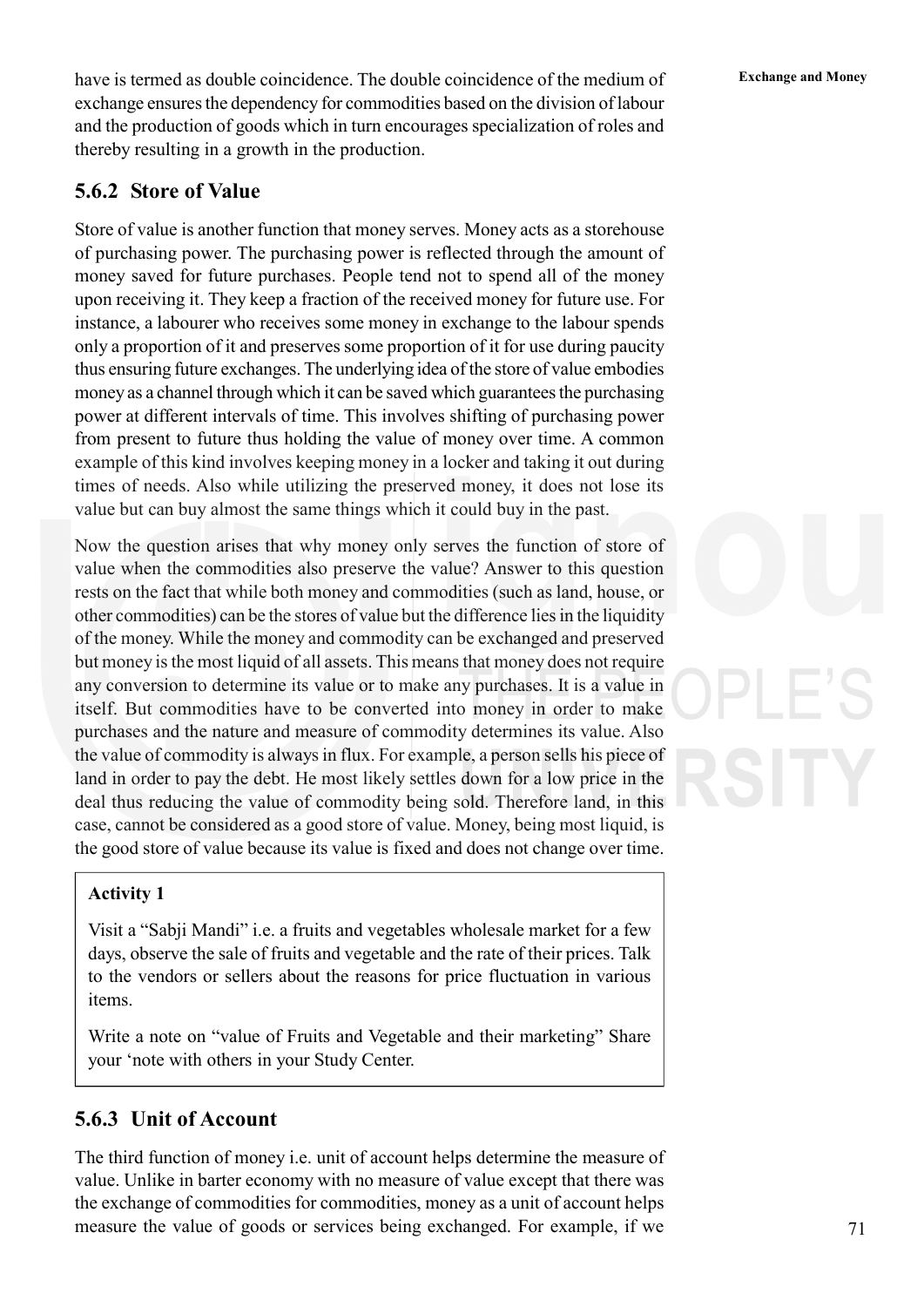have is termed as double coincidence. The double coincidence of the medium of exchange ensures the dependency for commodities based on the division of labour and the production of goods which in turn encourages specialization of roles and thereby resulting in a growth in the production.

### 5.6.2 Store of Value

Store of value is another function that money serves. Money acts as a storehouse of purchasing power. The purchasing power is reflected through the amount of money saved for future purchases. People tend not to spend all of the money upon receiving it. They keep a fraction of the received money for future use. For instance, a labourer who receives some money in exchange to the labour spends only a proportion of it and preserves some proportion of it for use during paucity thus ensuring future exchanges. The underlying idea of the store of value embodies money as a channel through which it can be saved which guarantees the purchasing power at different intervals of time. This involves shifting of purchasing power from present to future thus holding the value of money over time. A common example of this kind involves keeping money in a locker and taking it out during times of needs. Also while utilizing the preserved money, it does not lose its value but can buy almost the same things which it could buy in the past.

Now the question arises that why money only serves the function of store of value when the commodities also preserve the value? Answer to this question rests on the fact that while both money and commodities (such as land, house, or other commodities) can be the stores of value but the difference lies in the liquidity of the money. While the money and commodity can be exchanged and preserved but money is the most liquid of all assets. This means that money does not require any conversion to determine its value or to make any purchases. It is a value in itself. But commodities have to be converted into money in order to make purchases and the nature and measure of commodity determines its value. Also the value of commodity is always in flux. For example, a person sells his piece of land in order to pay the debt. He most likely settles down for a low price in the deal thus reducing the value of commodity being sold. Therefore land, in this case, cannot be considered as a good store of value. Money, being most liquid, is the good store of value because its value is fixed and does not change over time.

> **Activity 1**
>
> Visit a "Sabji Mandi" i.e. a fruits and vegetables wholesale market for a few days, observe the sale of fruits and vegetable and the rate of their prices. Talk to the vendors or sellers about the reasons for price fluctuation in various items.
>
> Write a note on "value of Fruits and Vegetable and their marketing" Share your 'note with others in your Study Center.

### 5.6.3 Unit of Account

The third function of money i.e. unit of account helps determine the measure of value. Unlike in barter economy with no measure of value except that there was the exchange of commodities for commodities, money as a unit of account helps measure the value of goods or services being exchanged. For example, if we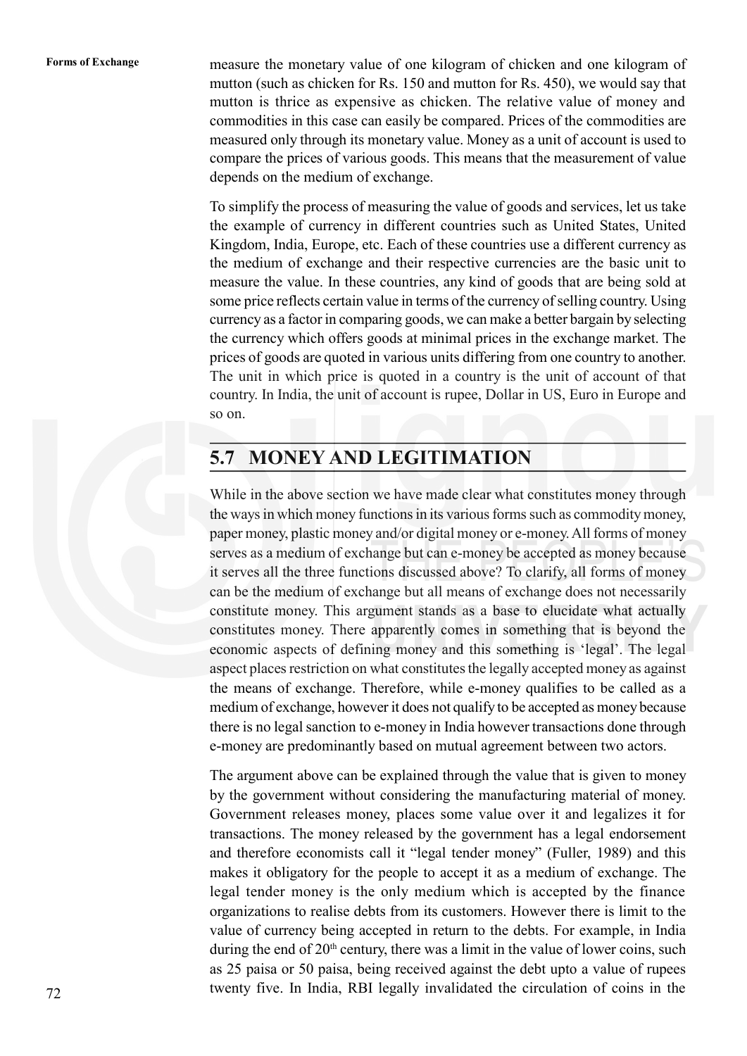measure the monetary value of one kilogram of chicken and one kilogram of mutton (such as chicken for Rs. 150 and mutton for Rs. 450), we would say that mutton is thrice as expensive as chicken. The relative value of money and commodities in this case can easily be compared. Prices of the commodities are measured only through its monetary value. Money as a unit of account is used to compare the prices of various goods. This means that the measurement of value depends on the medium of exchange.

To simplify the process of measuring the value of goods and services, let us take the example of currency in different countries such as United States, United Kingdom, India, Europe, etc. Each of these countries use a different currency as the medium of exchange and their respective currencies are the basic unit to measure the value. In these countries, any kind of goods that are being sold at some price reflects certain value in terms of the currency of selling country. Using currency as a factor in comparing goods, we can make a better bargain by selecting the currency which offers goods at minimal prices in the exchange market. The prices of goods are quoted in various units differing from one country to another. The unit in which price is quoted in a country is the unit of account of that country. In India, the unit of account is rupee, Dollar in US, Euro in Europe and so on.

## 5.7 MONEY AND LEGITIMATION

While in the above section we have made clear what constitutes money through the ways in which money functions in its various forms such as commodity money, paper money, plastic money and/or digital money or e-money. All forms of money serves as a medium of exchange but can e-money be accepted as money because it serves all the three functions discussed above? To clarify, all forms of money can be the medium of exchange but all means of exchange does not necessarily constitute money. This argument stands as a base to elucidate what actually constitutes money. There apparently comes in something that is beyond the economic aspects of defining money and this something is 'legal'. The legal aspect places restriction on what constitutes the legally accepted money as against the means of exchange. Therefore, while e-money qualifies to be called as a medium of exchange, however it does not qualify to be accepted as money because there is no legal sanction to e-money in India however transactions done through e-money are predominantly based on mutual agreement between two actors.

The argument above can be explained through the value that is given to money by the government without considering the manufacturing material of money. Government releases money, places some value over it and legalizes it for transactions. The money released by the government has a legal endorsement and therefore economists call it "legal tender money" (Fuller, 1989) and this makes it obligatory for the people to accept it as a medium of exchange. The legal tender money is the only medium which is accepted by the finance organizations to realise debts from its customers. However there is limit to the value of currency being accepted in return to the debts. For example, in India during the end of 20th century, there was a limit in the value of lower coins, such as 25 paisa or 50 paisa, being received against the debt upto a value of rupees twenty five. In India, RBI legally invalidated the circulation of coins in the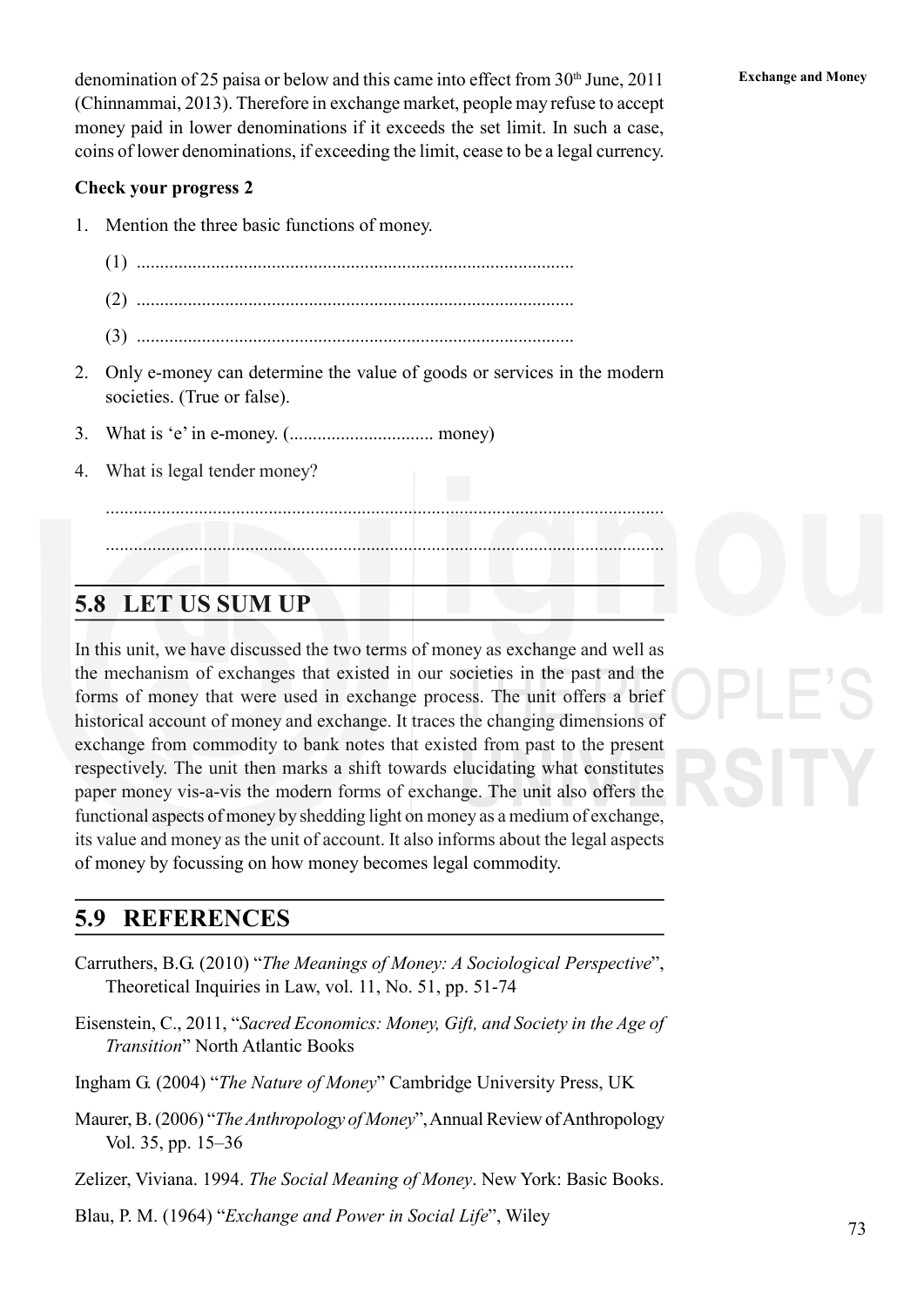denomination of 25 paisa or below and this came into effect from 30th June, 2011 (Chinnammai, 2013). Therefore in exchange market, people may refuse to accept money paid in lower denominations if it exceeds the set limit. In such a case, coins of lower denominations, if exceeding the limit, cease to be a legal currency.

**Check your progress 2**

1. Mention the three basic functions of money.

   (1) .............................................................................................

   (2) .............................................................................................

   (3) .............................................................................................

2. Only e-money can determine the value of goods or services in the modern societies. (True or false).

3. What is 'e' in e-money. (............................... money)

4. What is legal tender money?

   .......................................................................................................................

   .......................................................................................................................

## 5.8 LET US SUM UP

In this unit, we have discussed the two terms of money as exchange and well as the mechanism of exchanges that existed in our societies in the past and the forms of money that were used in exchange process. The unit offers a brief historical account of money and exchange. It traces the changing dimensions of exchange from commodity to bank notes that existed from past to the present respectively. The unit then marks a shift towards elucidating what constitutes paper money vis-a-vis the modern forms of exchange. The unit also offers the functional aspects of money by shedding light on money as a medium of exchange, its value and money as the unit of account. It also informs about the legal aspects of money by focussing on how money becomes legal commodity.

## 5.9 REFERENCES

Carruthers, B.G. (2010) "*The Meanings of Money: A Sociological Perspective*", Theoretical Inquiries in Law, vol. 11, No. 51, pp. 51-74

Eisenstein, C., 2011, "*Sacred Economics: Money, Gift, and Society in the Age of Transition*" North Atlantic Books

Ingham G. (2004) "*The Nature of Money*" Cambridge University Press, UK

Maurer, B. (2006) "*The Anthropology of Money*", Annual Review of Anthropology Vol. 35, pp. 15–36

Zelizer, Viviana. 1994. *The Social Meaning of Money*. New York: Basic Books.

Blau, P. M. (1964) "*Exchange and Power in Social Life*", Wiley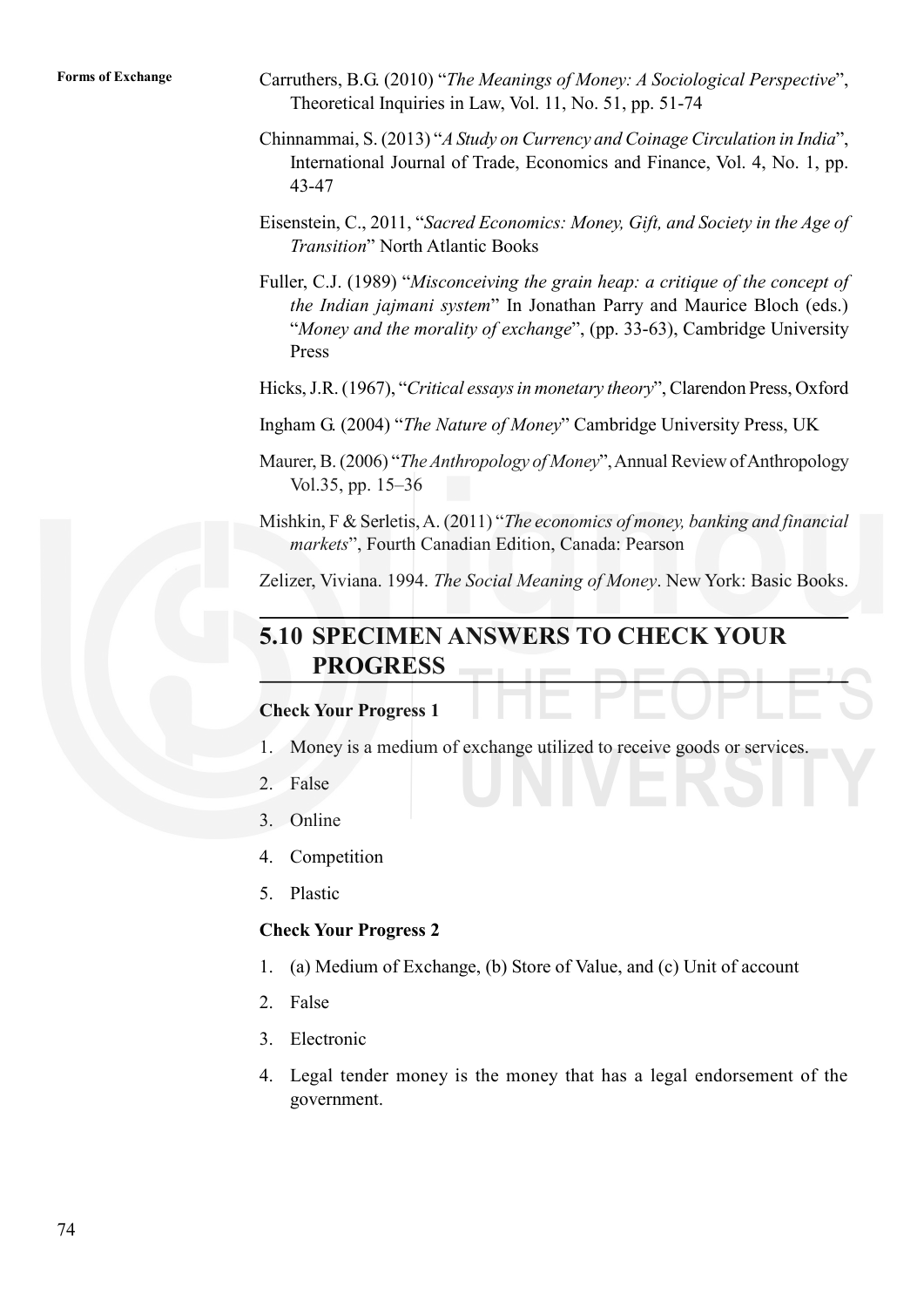Carruthers, B.G. (2010) "*The Meanings of Money: A Sociological Perspective*", Theoretical Inquiries in Law, Vol. 11, No. 51, pp. 51-74

Chinnammai, S. (2013) "*A Study on Currency and Coinage Circulation in India*", International Journal of Trade, Economics and Finance, Vol. 4, No. 1, pp. 43-47

Eisenstein, C., 2011, "*Sacred Economics: Money, Gift, and Society in the Age of Transition*" North Atlantic Books

Fuller, C.J. (1989) "*Misconceiving the grain heap: a critique of the concept of the Indian jajmani system*" In Jonathan Parry and Maurice Bloch (eds.) "*Money and the morality of exchange*", (pp. 33-63), Cambridge University Press

Hicks, J.R. (1967), "*Critical essays in monetary theory*", Clarendon Press, Oxford

Ingham G. (2004) "*The Nature of Money*" Cambridge University Press, UK

Maurer, B. (2006) "*The Anthropology of Money*", Annual Review of Anthropology Vol.35, pp. 15–36

Mishkin, F & Serletis, A. (2011) "*The economics of money, banking and financial markets*", Fourth Canadian Edition, Canada: Pearson

Zelizer, Viviana. 1994. *The Social Meaning of Money*. New York: Basic Books.

## 5.10 SPECIMEN ANSWERS TO CHECK YOUR PROGRESS

**Check Your Progress 1**

1. Money is a medium of exchange utilized to receive goods or services.
2. False
3. Online
4. Competition
5. Plastic

**Check Your Progress 2**

1. (a) Medium of Exchange, (b) Store of Value, and (c) Unit of account
2. False
3. Electronic
4. Legal tender money is the money that has a legal endorsement of the government.